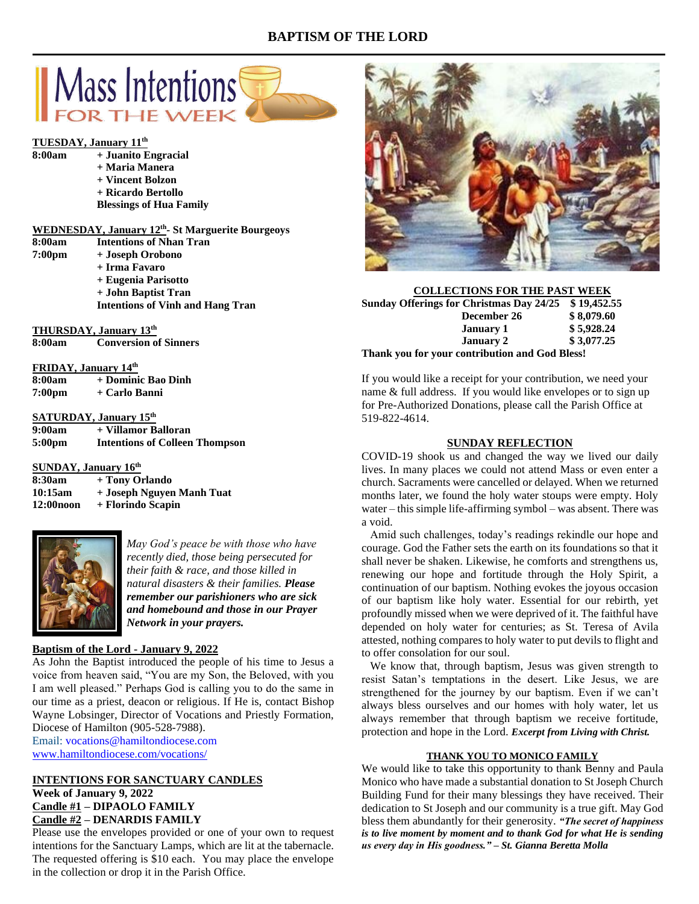# BAPTISM OF THE LORD

## Mass Intentions FOR THE WEEK

**TUESDAY, January 11th**

| | |
|---|---|
| **8:00am** | **+ Juanito Engracial** |
| | **+ Maria Manera** |
| | **+ Vincent Bolzon** |
| | **+ Ricardo Bertollo** |
| | **Blessings of Hua Family** |

**WEDNESDAY, January 12th- St Marguerite Bourgeoys**

| | |
|---|---|
| **8:00am** | **Intentions of Nhan Tran** |
| **7:00pm** | **+ Joseph Orobono** |
| | **+ Irma Favaro** |
| | **+ Eugenia Parisotto** |
| | **+ John Baptist Tran** |
| | **Intentions of Vinh and Hang Tran** |

**THURSDAY, January 13th**

| | |
|---|---|
| **8:00am** | **Conversion of Sinners** |

**FRIDAY, January 14th**

| | |
|---|---|
| **8:00am** | **+ Dominic Bao Dinh** |
| **7:00pm** | **+ Carlo Banni** |

**SATURDAY, January 15th**

| | |
|---|---|
| **9:00am** | **+ Villamor Balloran** |
| **5:00pm** | **Intentions of Colleen Thompson** |

**SUNDAY, January 16th**

| | |
|---|---|
| **8:30am** | **+ Tony Orlando** |
| **10:15am** | **+ Joseph Nguyen Manh Tuat** |
| **12:00noon** | **+ Florindo Scapin** |

*May God's peace be with those who have recently died, those being persecuted for their faith & race, and those killed in natural disasters & their families.* ***Please remember our parishioners who are sick and homebound and those in our Prayer Network in your prayers.***

**Baptism of the Lord - January 9, 2022**

As John the Baptist introduced the people of his time to Jesus a voice from heaven said, "You are my Son, the Beloved, with you I am well pleased." Perhaps God is calling you to do the same in our time as a priest, deacon or religious. If He is, contact Bishop Wayne Lobsinger, Director of Vocations and Priestly Formation, Diocese of Hamilton (905-528-7988).
Email: vocations@hamiltondiocese.com
www.hamiltondiocese.com/vocations/

**INTENTIONS FOR SANCTUARY CANDLES**
**Week of January 9, 2022**
**Candle #1 – DIPAOLO FAMILY**
**Candle #2 – DENARDIS FAMILY**

Please use the envelopes provided or one of your own to request intentions for the Sanctuary Lamps, which are lit at the tabernacle. The requested offering is $10 each. You may place the envelope in the collection or drop it in the Parish Office.

**COLLECTIONS FOR THE PAST WEEK**

| | |
|---|---|
| **Sunday Offerings for Christmas Day 24/25** | **$ 19,452.55** |
| **December 26** | **$ 8,079.60** |
| **January 1** | **$ 5,928.24** |
| **January 2** | **$ 3,077.25** |

**Thank you for your contribution and God Bless!**

If you would like a receipt for your contribution, we need your name & full address. If you would like envelopes or to sign up for Pre-Authorized Donations, please call the Parish Office at 519-822-4614.

**SUNDAY REFLECTION**

COVID-19 shook us and changed the way we lived our daily lives. In many places we could not attend Mass or even enter a church. Sacraments were cancelled or delayed. When we returned months later, we found the holy water stoups were empty. Holy water – this simple life-affirming symbol – was absent. There was a void.

Amid such challenges, today's readings rekindle our hope and courage. God the Father sets the earth on its foundations so that it shall never be shaken. Likewise, he comforts and strengthens us, renewing our hope and fortitude through the Holy Spirit, a continuation of our baptism. Nothing evokes the joyous occasion of our baptism like holy water. Essential for our rebirth, yet profoundly missed when we were deprived of it. The faithful have depended on holy water for centuries; as St. Teresa of Avila attested, nothing compares to holy water to put devils to flight and to offer consolation for our soul.

We know that, through baptism, Jesus was given strength to resist Satan's temptations in the desert. Like Jesus, we are strengthened for the journey by our baptism. Even if we can't always bless ourselves and our homes with holy water, let us always remember that through baptism we receive fortitude, protection and hope in the Lord. ***Excerpt from Living with Christ.***

**THANK YOU TO MONICO FAMILY**

We would like to take this opportunity to thank Benny and Paula Monico who have made a substantial donation to St Joseph Church Building Fund for their many blessings they have received. Their dedication to St Joseph and our community is a true gift. May God bless them abundantly for their generosity. ***"The secret of happiness is to live moment by moment and to thank God for what He is sending us every day in His goodness." – St. Gianna Beretta Molla***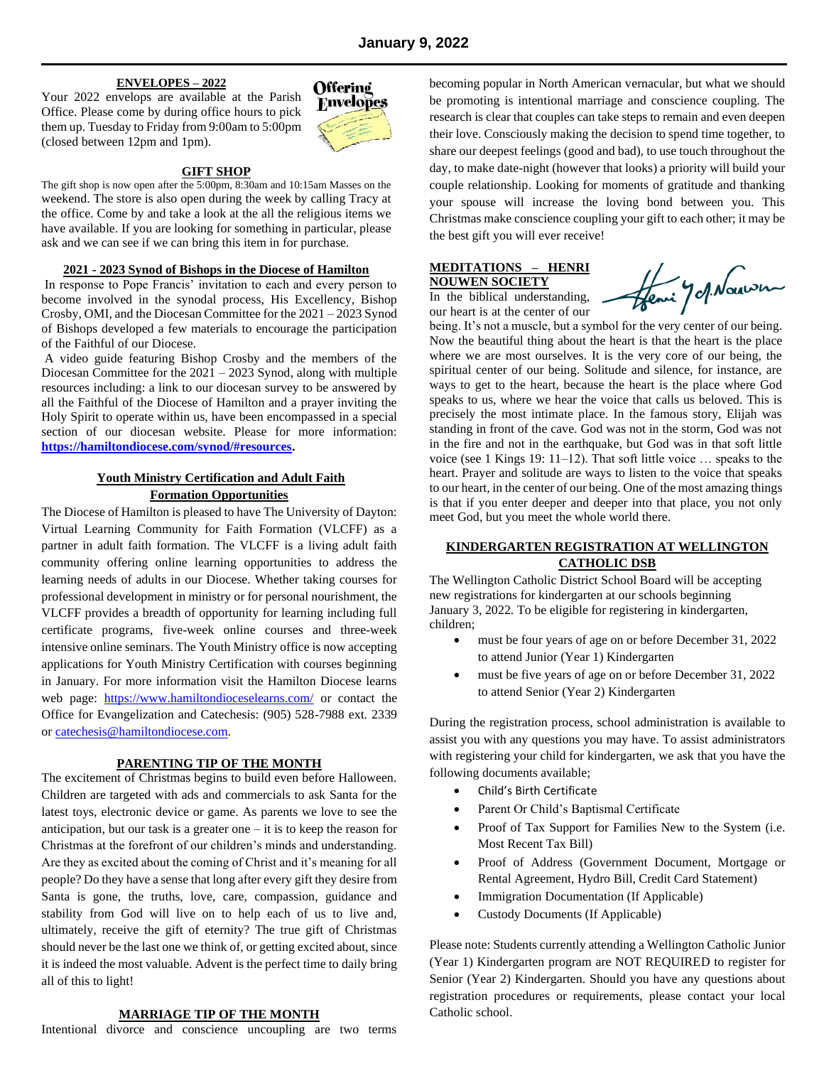## ENVELOPES – 2022

Your 2022 envelops are available at the Parish Office. Please come by during office hours to pick them up. Tuesday to Friday from 9:00am to 5:00pm (closed between 12pm and 1pm).

## GIFT SHOP

The gift shop is now open after the 5:00pm, 8:30am and 10:15am Masses on the weekend. The store is also open during the week by calling Tracy at the office. Come by and take a look at the all the religious items we have available. If you are looking for something in particular, please ask and we can see if we can bring this item in for purchase.

## 2021 - 2023 Synod of Bishops in the Diocese of Hamilton

In response to Pope Francis' invitation to each and every person to become involved in the synodal process, His Excellency, Bishop Crosby, OMI, and the Diocesan Committee for the 2021 – 2023 Synod of Bishops developed a few materials to encourage the participation of the Faithful of our Diocese.

A video guide featuring Bishop Crosby and the members of the Diocesan Committee for the 2021 – 2023 Synod, along with multiple resources including: a link to our diocesan survey to be answered by all the Faithful of the Diocese of Hamilton and a prayer inviting the Holy Spirit to operate within us, have been encompassed in a special section of our diocesan website. Please for more information: **https://hamiltondiocese.com/synod/#resources.**

## Youth Ministry Certification and Adult Faith Formation Opportunities

The Diocese of Hamilton is pleased to have The University of Dayton: Virtual Learning Community for Faith Formation (VLCFF) as a partner in adult faith formation. The VLCFF is a living adult faith community offering online learning opportunities to address the learning needs of adults in our Diocese. Whether taking courses for professional development in ministry or for personal nourishment, the VLCFF provides a breadth of opportunity for learning including full certificate programs, five-week online courses and three-week intensive online seminars. The Youth Ministry office is now accepting applications for Youth Ministry Certification with courses beginning in January. For more information visit the Hamilton Diocese learns web page: https://www.hamiltondioceselearns.com/ or contact the Office for Evangelization and Catechesis: (905) 528-7988 ext. 2339 or catechesis@hamiltondiocese.com.

## PARENTING TIP OF THE MONTH

The excitement of Christmas begins to build even before Halloween. Children are targeted with ads and commercials to ask Santa for the latest toys, electronic device or game. As parents we love to see the anticipation, but our task is a greater one – it is to keep the reason for Christmas at the forefront of our children's minds and understanding. Are they as excited about the coming of Christ and it's meaning for all people? Do they have a sense that long after every gift they desire from Santa is gone, the truths, love, care, compassion, guidance and stability from God will live on to help each of us to live and, ultimately, receive the gift of eternity? The true gift of Christmas should never be the last one we think of, or getting excited about, since it is indeed the most valuable. Advent is the perfect time to daily bring all of this to light!

## MARRIAGE TIP OF THE MONTH

Intentional divorce and conscience uncoupling are two terms becoming popular in North American vernacular, but what we should be promoting is intentional marriage and conscience coupling. The research is clear that couples can take steps to remain and even deepen their love. Consciously making the decision to spend time together, to share our deepest feelings (good and bad), to use touch throughout the day, to make date-night (however that looks) a priority will build your couple relationship. Looking for moments of gratitude and thanking your spouse will increase the loving bond between you. This Christmas make conscience coupling your gift to each other; it may be the best gift you will ever receive!

## MEDITATIONS – HENRI NOUWEN SOCIETY

In the biblical understanding, our heart is at the center of our being. It's not a muscle, but a symbol for the very center of our being. Now the beautiful thing about the heart is that the heart is the place where we are most ourselves. It is the very core of our being, the spiritual center of our being. Solitude and silence, for instance, are ways to get to the heart, because the heart is the place where God speaks to us, where we hear the voice that calls us beloved. This is precisely the most intimate place. In the famous story, Elijah was standing in front of the cave. God was not in the storm, God was not in the fire and not in the earthquake, but God was in that soft little voice (see 1 Kings 19: 11–12). That soft little voice … speaks to the heart. Prayer and solitude are ways to listen to the voice that speaks to our heart, in the center of our being. One of the most amazing things is that if you enter deeper and deeper into that place, you not only meet God, but you meet the whole world there.

## KINDERGARTEN REGISTRATION AT WELLINGTON CATHOLIC DSB

The Wellington Catholic District School Board will be accepting new registrations for kindergarten at our schools beginning January 3, 2022. To be eligible for registering in kindergarten, children;

- must be four years of age on or before December 31, 2022 to attend Junior (Year 1) Kindergarten
- must be five years of age on or before December 31, 2022 to attend Senior (Year 2) Kindergarten

During the registration process, school administration is available to assist you with any questions you may have. To assist administrators with registering your child for kindergarten, we ask that you have the following documents available;

- Child's Birth Certificate
- Parent Or Child's Baptismal Certificate
- Proof of Tax Support for Families New to the System (i.e. Most Recent Tax Bill)
- Proof of Address (Government Document, Mortgage or Rental Agreement, Hydro Bill, Credit Card Statement)
- Immigration Documentation (If Applicable)
- Custody Documents (If Applicable)

Please note: Students currently attending a Wellington Catholic Junior (Year 1) Kindergarten program are NOT REQUIRED to register for Senior (Year 2) Kindergarten. Should you have any questions about registration procedures or requirements, please contact your local Catholic school.